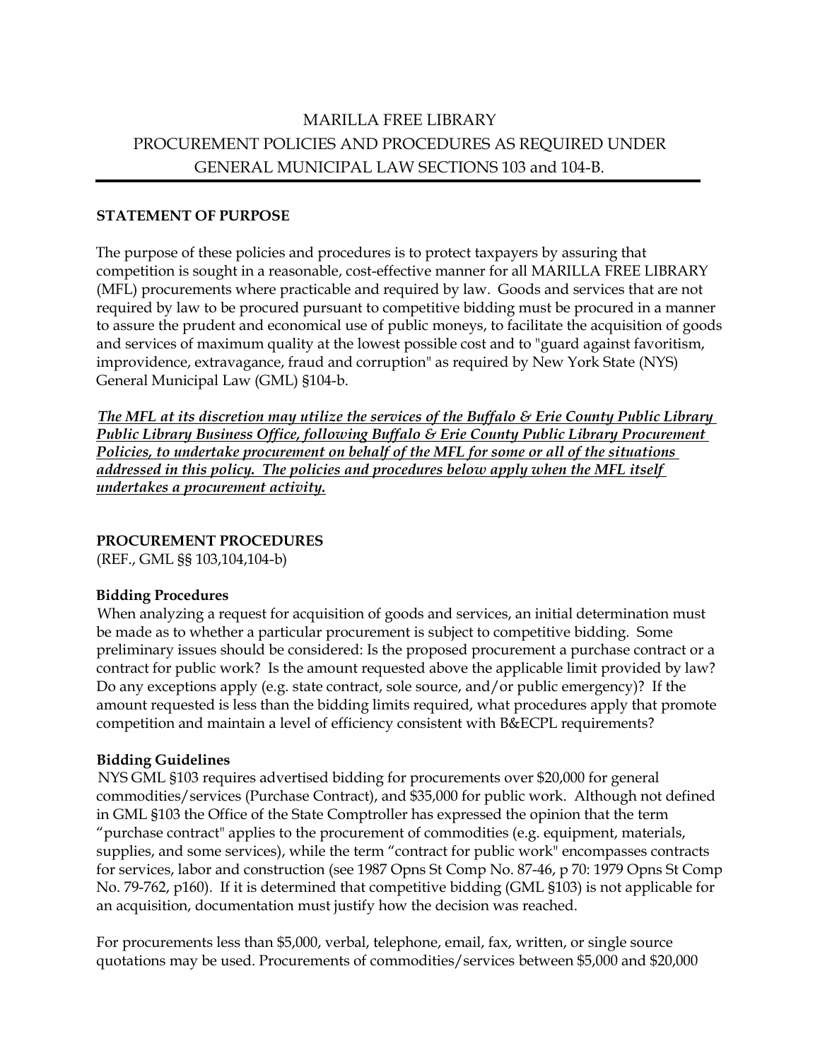# MARILLA FREE LIBRARY
# PROCUREMENT POLICIES AND PROCEDURES AS REQUIRED UNDER GENERAL MUNICIPAL LAW SECTIONS 103 and 104-B.

---

**STATEMENT OF PURPOSE**

The purpose of these policies and procedures is to protect taxpayers by assuring that competition is sought in a reasonable, cost-effective manner for all MARILLA FREE LIBRARY (MFL) procurements where practicable and required by law. Goods and services that are not required by law to be procured pursuant to competitive bidding must be procured in a manner to assure the prudent and economical use of public moneys, to facilitate the acquisition of goods and services of maximum quality at the lowest possible cost and to "guard against favoritism, improvidence, extravagance, fraud and corruption" as required by New York State (NYS) General Municipal Law (GML) §104-b.

***<u>The MFL at its discretion may utilize the services of the Buffalo & Erie County Public Library Public Library Business Office, following Buffalo & Erie County Public Library Procurement Policies, to undertake procurement on behalf of the MFL for some or all of the situations addressed in this policy. The policies and procedures below apply when the MFL itself undertakes a procurement activity.</u>***

**PROCUREMENT PROCEDURES**
(REF., GML §§ 103,104,104-b)

**Bidding Procedures**
When analyzing a request for acquisition of goods and services, an initial determination must be made as to whether a particular procurement is subject to competitive bidding. Some preliminary issues should be considered: Is the proposed procurement a purchase contract or a contract for public work? Is the amount requested above the applicable limit provided by law? Do any exceptions apply (e.g. state contract, sole source, and/or public emergency)? If the amount requested is less than the bidding limits required, what procedures apply that promote competition and maintain a level of efficiency consistent with B&ECPL requirements?

**Bidding Guidelines**
NYS GML §103 requires advertised bidding for procurements over $20,000 for general commodities/services (Purchase Contract), and $35,000 for public work. Although not defined in GML §103 the Office of the State Comptroller has expressed the opinion that the term "purchase contract" applies to the procurement of commodities (e.g. equipment, materials, supplies, and some services), while the term "contract for public work" encompasses contracts for services, labor and construction (see 1987 Opns St Comp No. 87-46, p 70: 1979 Opns St Comp No. 79-762, p160). If it is determined that competitive bidding (GML §103) is not applicable for an acquisition, documentation must justify how the decision was reached.

For procurements less than $5,000, verbal, telephone, email, fax, written, or single source quotations may be used. Procurements of commodities/services between $5,000 and $20,000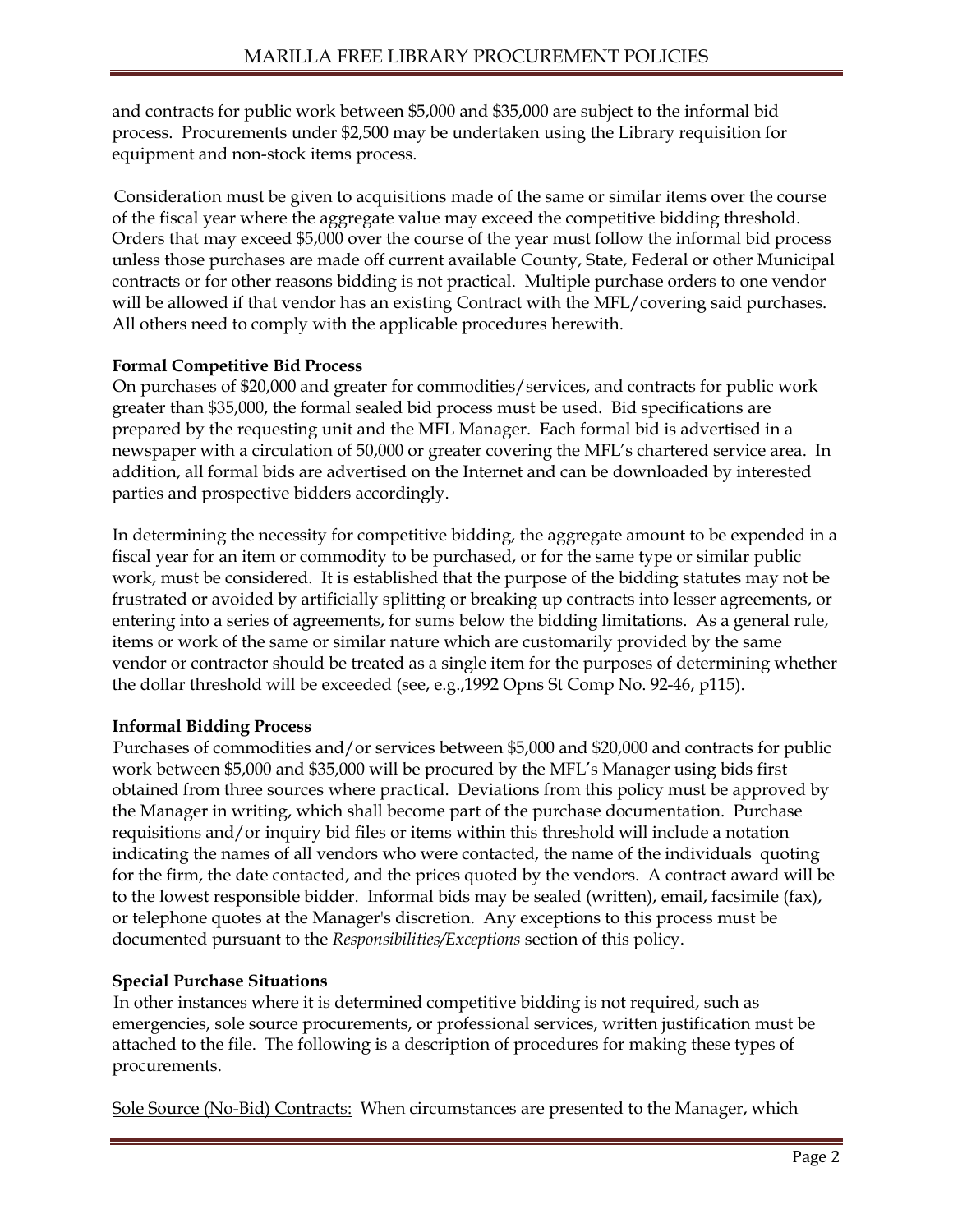and contracts for public work between $5,000 and $35,000 are subject to the informal bid process. Procurements under $2,500 may be undertaken using the Library requisition for equipment and non-stock items process.

Consideration must be given to acquisitions made of the same or similar items over the course of the fiscal year where the aggregate value may exceed the competitive bidding threshold. Orders that may exceed $5,000 over the course of the year must follow the informal bid process unless those purchases are made off current available County, State, Federal or other Municipal contracts or for other reasons bidding is not practical. Multiple purchase orders to one vendor will be allowed if that vendor has an existing Contract with the MFL/covering said purchases. All others need to comply with the applicable procedures herewith.

**Formal Competitive Bid Process**

On purchases of $20,000 and greater for commodities/services, and contracts for public work greater than $35,000, the formal sealed bid process must be used. Bid specifications are prepared by the requesting unit and the MFL Manager. Each formal bid is advertised in a newspaper with a circulation of 50,000 or greater covering the MFL's chartered service area. In addition, all formal bids are advertised on the Internet and can be downloaded by interested parties and prospective bidders accordingly.

In determining the necessity for competitive bidding, the aggregate amount to be expended in a fiscal year for an item or commodity to be purchased, or for the same type or similar public work, must be considered. It is established that the purpose of the bidding statutes may not be frustrated or avoided by artificially splitting or breaking up contracts into lesser agreements, or entering into a series of agreements, for sums below the bidding limitations. As a general rule, items or work of the same or similar nature which are customarily provided by the same vendor or contractor should be treated as a single item for the purposes of determining whether the dollar threshold will be exceeded (see, e.g.,1992 Opns St Comp No. 92-46, p115).

**Informal Bidding Process**

Purchases of commodities and/or services between $5,000 and $20,000 and contracts for public work between $5,000 and $35,000 will be procured by the MFL's Manager using bids first obtained from three sources where practical. Deviations from this policy must be approved by the Manager in writing, which shall become part of the purchase documentation. Purchase requisitions and/or inquiry bid files or items within this threshold will include a notation indicating the names of all vendors who were contacted, the name of the individuals quoting for the firm, the date contacted, and the prices quoted by the vendors. A contract award will be to the lowest responsible bidder. Informal bids may be sealed (written), email, facsimile (fax), or telephone quotes at the Manager's discretion. Any exceptions to this process must be documented pursuant to the *Responsibilities/Exceptions* section of this policy.

**Special Purchase Situations**

In other instances where it is determined competitive bidding is not required, such as emergencies, sole source procurements, or professional services, written justification must be attached to the file. The following is a description of procedures for making these types of procurements.

<u>Sole Source (No-Bid) Contracts:</u> When circumstances are presented to the Manager, which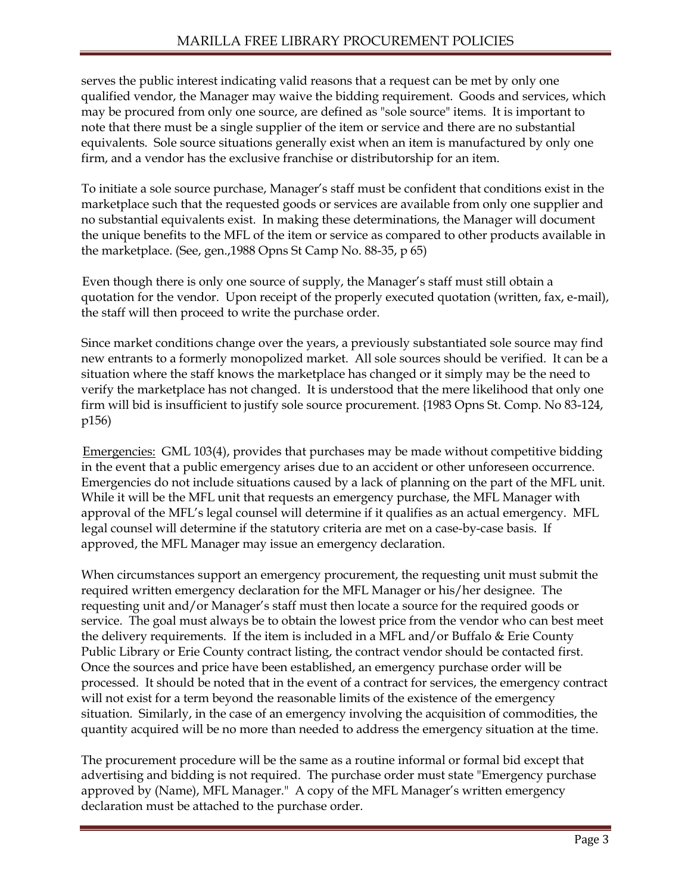serves the public interest indicating valid reasons that a request can be met by only one qualified vendor, the Manager may waive the bidding requirement. Goods and services, which may be procured from only one source, are defined as "sole source" items. It is important to note that there must be a single supplier of the item or service and there are no substantial equivalents. Sole source situations generally exist when an item is manufactured by only one firm, and a vendor has the exclusive franchise or distributorship for an item.

To initiate a sole source purchase, Manager's staff must be confident that conditions exist in the marketplace such that the requested goods or services are available from only one supplier and no substantial equivalents exist. In making these determinations, the Manager will document the unique benefits to the MFL of the item or service as compared to other products available in the marketplace. (See, gen.,1988 Opns St Camp No. 88-35, p 65)

Even though there is only one source of supply, the Manager's staff must still obtain a quotation for the vendor. Upon receipt of the properly executed quotation (written, fax, e-mail), the staff will then proceed to write the purchase order.

Since market conditions change over the years, a previously substantiated sole source may find new entrants to a formerly monopolized market. All sole sources should be verified. It can be a situation where the staff knows the marketplace has changed or it simply may be the need to verify the marketplace has not changed. It is understood that the mere likelihood that only one firm will bid is insufficient to justify sole source procurement. {1983 Opns St. Comp. No 83-124, p156)

Emergencies: GML 103(4), provides that purchases may be made without competitive bidding in the event that a public emergency arises due to an accident or other unforeseen occurrence. Emergencies do not include situations caused by a lack of planning on the part of the MFL unit. While it will be the MFL unit that requests an emergency purchase, the MFL Manager with approval of the MFL's legal counsel will determine if it qualifies as an actual emergency. MFL legal counsel will determine if the statutory criteria are met on a case-by-case basis. If approved, the MFL Manager may issue an emergency declaration.

When circumstances support an emergency procurement, the requesting unit must submit the required written emergency declaration for the MFL Manager or his/her designee. The requesting unit and/or Manager's staff must then locate a source for the required goods or service. The goal must always be to obtain the lowest price from the vendor who can best meet the delivery requirements. If the item is included in a MFL and/or Buffalo & Erie County Public Library or Erie County contract listing, the contract vendor should be contacted first. Once the sources and price have been established, an emergency purchase order will be processed. It should be noted that in the event of a contract for services, the emergency contract will not exist for a term beyond the reasonable limits of the existence of the emergency situation. Similarly, in the case of an emergency involving the acquisition of commodities, the quantity acquired will be no more than needed to address the emergency situation at the time.

The procurement procedure will be the same as a routine informal or formal bid except that advertising and bidding is not required. The purchase order must state "Emergency purchase approved by (Name), MFL Manager." A copy of the MFL Manager's written emergency declaration must be attached to the purchase order.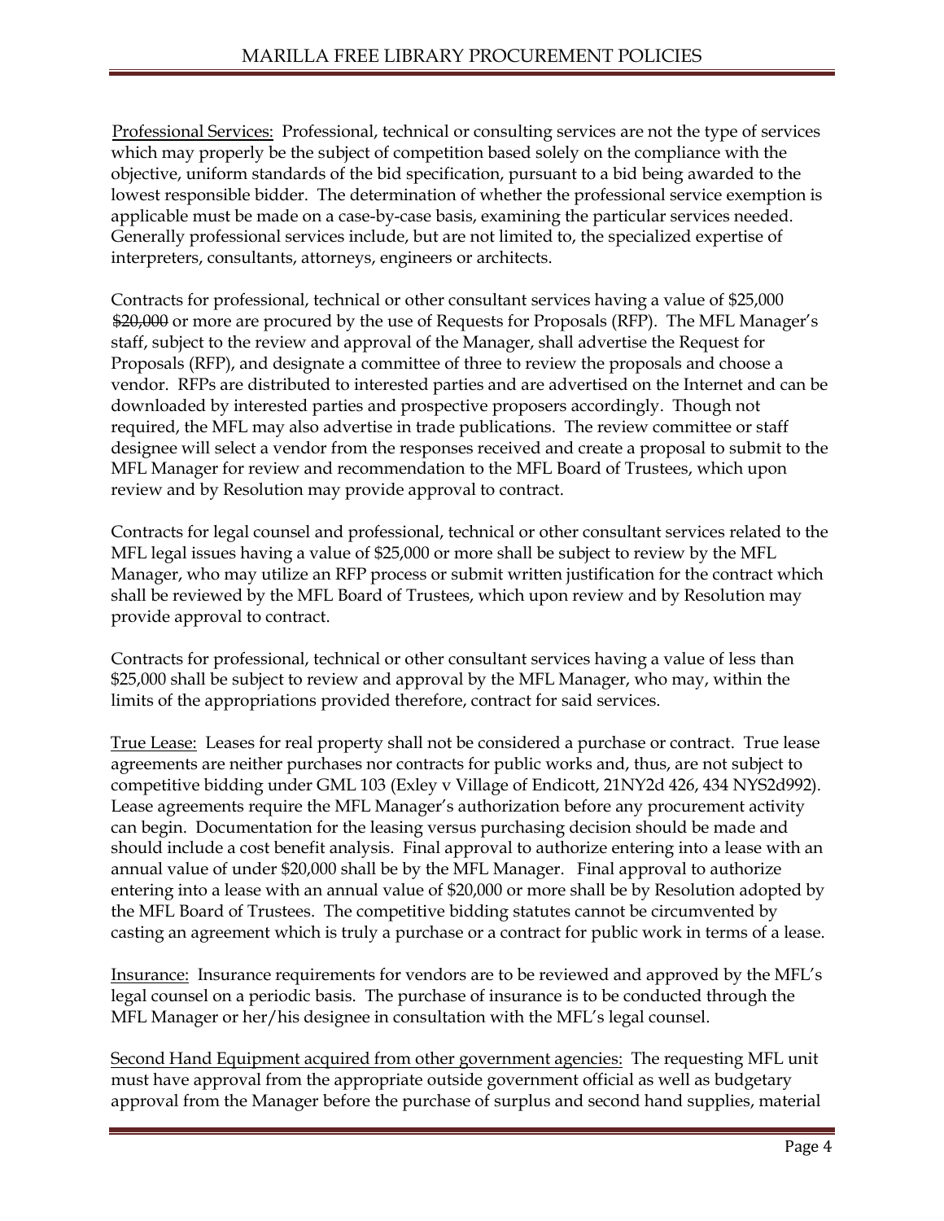Professional Services: Professional, technical or consulting services are not the type of services which may properly be the subject of competition based solely on the compliance with the objective, uniform standards of the bid specification, pursuant to a bid being awarded to the lowest responsible bidder. The determination of whether the professional service exemption is applicable must be made on a case-by-case basis, examining the particular services needed. Generally professional services include, but are not limited to, the specialized expertise of interpreters, consultants, attorneys, engineers or architects.

Contracts for professional, technical or other consultant services having a value of $25,000 ~~$20,000~~ or more are procured by the use of Requests for Proposals (RFP). The MFL Manager's staff, subject to the review and approval of the Manager, shall advertise the Request for Proposals (RFP), and designate a committee of three to review the proposals and choose a vendor. RFPs are distributed to interested parties and are advertised on the Internet and can be downloaded by interested parties and prospective proposers accordingly. Though not required, the MFL may also advertise in trade publications. The review committee or staff designee will select a vendor from the responses received and create a proposal to submit to the MFL Manager for review and recommendation to the MFL Board of Trustees, which upon review and by Resolution may provide approval to contract.

Contracts for legal counsel and professional, technical or other consultant services related to the MFL legal issues having a value of $25,000 or more shall be subject to review by the MFL Manager, who may utilize an RFP process or submit written justification for the contract which shall be reviewed by the MFL Board of Trustees, which upon review and by Resolution may provide approval to contract.

Contracts for professional, technical or other consultant services having a value of less than $25,000 shall be subject to review and approval by the MFL Manager, who may, within the limits of the appropriations provided therefore, contract for said services.

True Lease: Leases for real property shall not be considered a purchase or contract. True lease agreements are neither purchases nor contracts for public works and, thus, are not subject to competitive bidding under GML 103 (Exley v Village of Endicott, 21NY2d 426, 434 NYS2d992). Lease agreements require the MFL Manager's authorization before any procurement activity can begin. Documentation for the leasing versus purchasing decision should be made and should include a cost benefit analysis. Final approval to authorize entering into a lease with an annual value of under $20,000 shall be by the MFL Manager. Final approval to authorize entering into a lease with an annual value of $20,000 or more shall be by Resolution adopted by the MFL Board of Trustees. The competitive bidding statutes cannot be circumvented by casting an agreement which is truly a purchase or a contract for public work in terms of a lease.

Insurance: Insurance requirements for vendors are to be reviewed and approved by the MFL's legal counsel on a periodic basis. The purchase of insurance is to be conducted through the MFL Manager or her/his designee in consultation with the MFL's legal counsel.

Second Hand Equipment acquired from other government agencies: The requesting MFL unit must have approval from the appropriate outside government official as well as budgetary approval from the Manager before the purchase of surplus and second hand supplies, material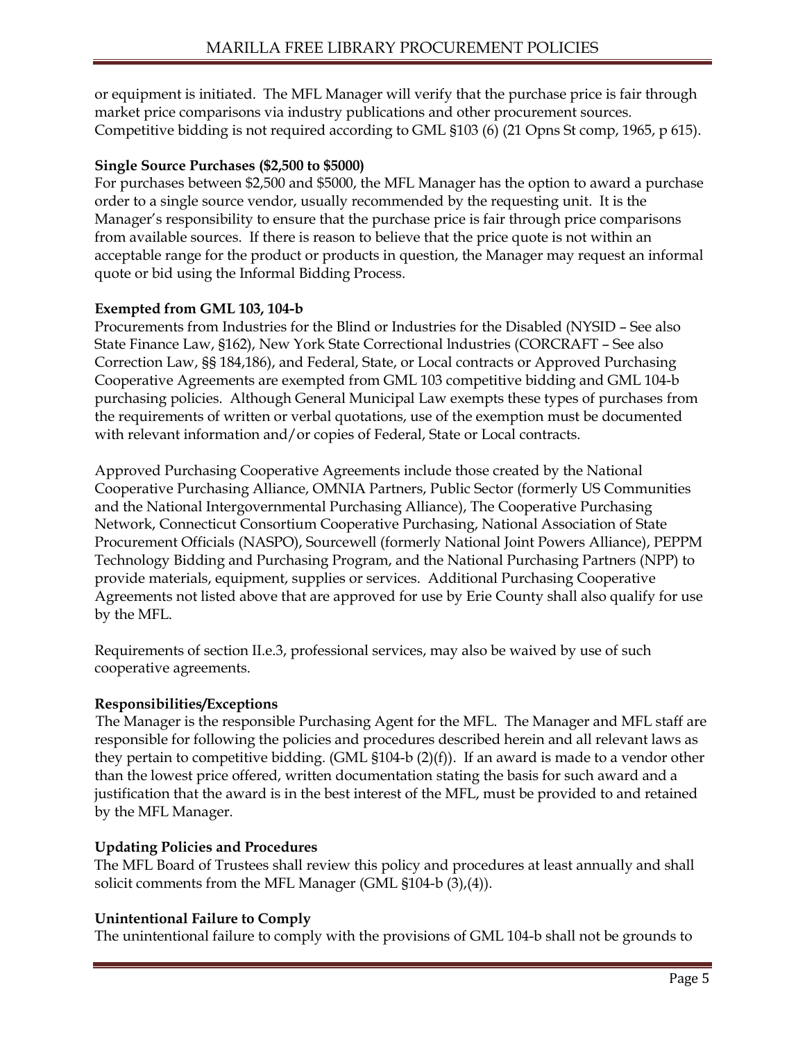or equipment is initiated. The MFL Manager will verify that the purchase price is fair through market price comparisons via industry publications and other procurement sources. Competitive bidding is not required according to GML §103 (6) (21 Opns St comp, 1965, p 615).

**Single Source Purchases ($2,500 to $5000)**

For purchases between $2,500 and $5000, the MFL Manager has the option to award a purchase order to a single source vendor, usually recommended by the requesting unit. It is the Manager's responsibility to ensure that the purchase price is fair through price comparisons from available sources. If there is reason to believe that the price quote is not within an acceptable range for the product or products in question, the Manager may request an informal quote or bid using the Informal Bidding Process.

**Exempted from GML 103, 104-b**

Procurements from Industries for the Blind or Industries for the Disabled (NYSID – See also State Finance Law, §162), New York State Correctional Industries (CORCRAFT – See also Correction Law, §§ 184,186), and Federal, State, or Local contracts or Approved Purchasing Cooperative Agreements are exempted from GML 103 competitive bidding and GML 104-b purchasing policies. Although General Municipal Law exempts these types of purchases from the requirements of written or verbal quotations, use of the exemption must be documented with relevant information and/or copies of Federal, State or Local contracts.

Approved Purchasing Cooperative Agreements include those created by the National Cooperative Purchasing Alliance, OMNIA Partners, Public Sector (formerly US Communities and the National Intergovernmental Purchasing Alliance), The Cooperative Purchasing Network, Connecticut Consortium Cooperative Purchasing, National Association of State Procurement Officials (NASPO), Sourcewell (formerly National Joint Powers Alliance), PEPPM Technology Bidding and Purchasing Program, and the National Purchasing Partners (NPP) to provide materials, equipment, supplies or services. Additional Purchasing Cooperative Agreements not listed above that are approved for use by Erie County shall also qualify for use by the MFL.

Requirements of section II.e.3, professional services, may also be waived by use of such cooperative agreements.

**Responsibilities/Exceptions**

The Manager is the responsible Purchasing Agent for the MFL. The Manager and MFL staff are responsible for following the policies and procedures described herein and all relevant laws as they pertain to competitive bidding. (GML §104-b (2)(f)). If an award is made to a vendor other than the lowest price offered, written documentation stating the basis for such award and a justification that the award is in the best interest of the MFL, must be provided to and retained by the MFL Manager.

**Updating Policies and Procedures**

The MFL Board of Trustees shall review this policy and procedures at least annually and shall solicit comments from the MFL Manager (GML §104-b (3),(4)).

**Unintentional Failure to Comply**

The unintentional failure to comply with the provisions of GML 104-b shall not be grounds to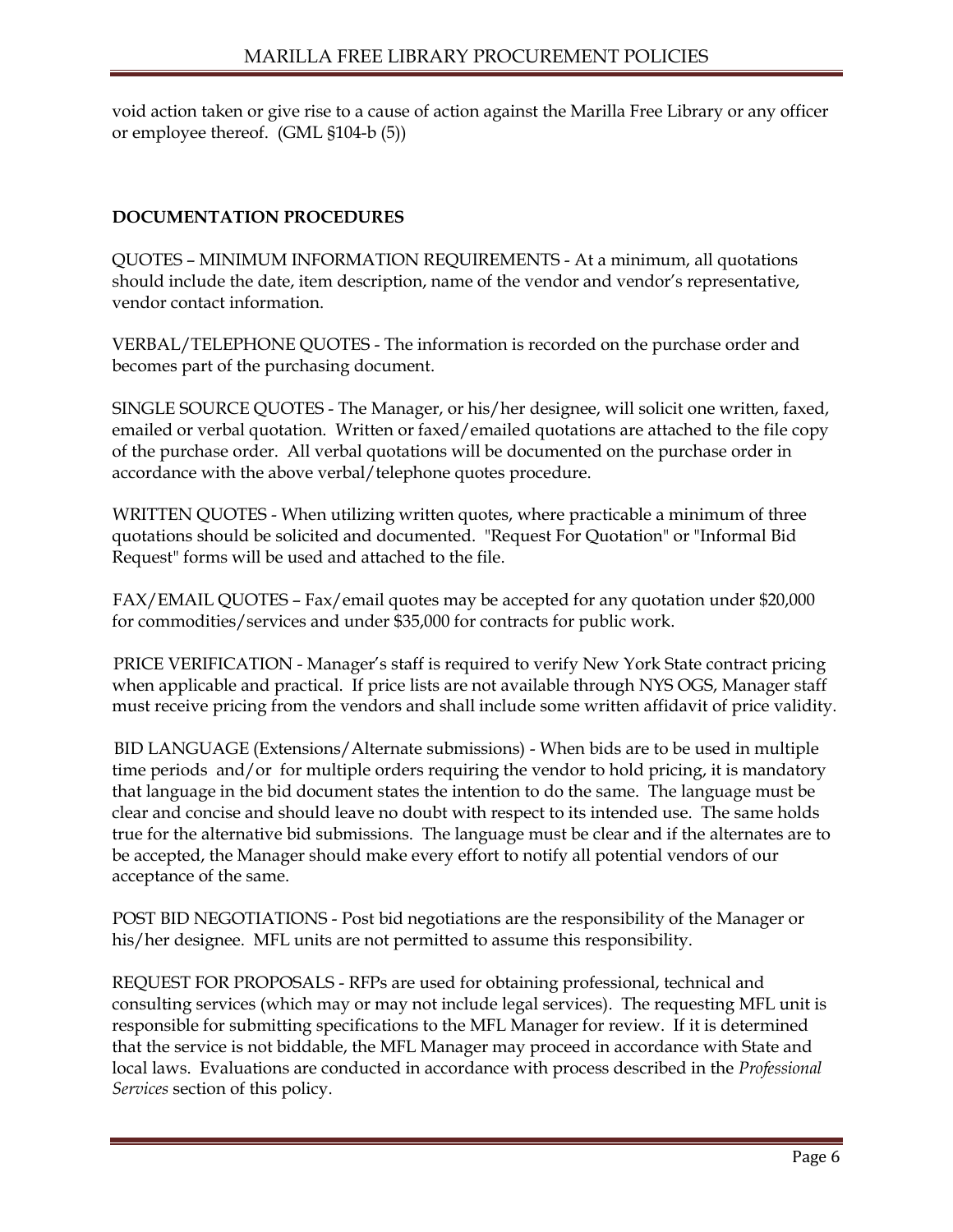void action taken or give rise to a cause of action against the Marilla Free Library or any officer or employee thereof. (GML §104-b (5))

**DOCUMENTATION PROCEDURES**

QUOTES – MINIMUM INFORMATION REQUIREMENTS - At a minimum, all quotations should include the date, item description, name of the vendor and vendor's representative, vendor contact information.

VERBAL/TELEPHONE QUOTES - The information is recorded on the purchase order and becomes part of the purchasing document.

SINGLE SOURCE QUOTES - The Manager, or his/her designee, will solicit one written, faxed, emailed or verbal quotation. Written or faxed/emailed quotations are attached to the file copy of the purchase order. All verbal quotations will be documented on the purchase order in accordance with the above verbal/telephone quotes procedure.

WRITTEN QUOTES - When utilizing written quotes, where practicable a minimum of three quotations should be solicited and documented. "Request For Quotation" or "Informal Bid Request" forms will be used and attached to the file.

FAX/EMAIL QUOTES – Fax/email quotes may be accepted for any quotation under $20,000 for commodities/services and under $35,000 for contracts for public work.

PRICE VERIFICATION - Manager's staff is required to verify New York State contract pricing when applicable and practical. If price lists are not available through NYS OGS, Manager staff must receive pricing from the vendors and shall include some written affidavit of price validity.

BID LANGUAGE (Extensions/Alternate submissions) - When bids are to be used in multiple time periods and/or for multiple orders requiring the vendor to hold pricing, it is mandatory that language in the bid document states the intention to do the same. The language must be clear and concise and should leave no doubt with respect to its intended use. The same holds true for the alternative bid submissions. The language must be clear and if the alternates are to be accepted, the Manager should make every effort to notify all potential vendors of our acceptance of the same.

POST BID NEGOTIATIONS - Post bid negotiations are the responsibility of the Manager or his/her designee. MFL units are not permitted to assume this responsibility.

REQUEST FOR PROPOSALS - RFPs are used for obtaining professional, technical and consulting services (which may or may not include legal services). The requesting MFL unit is responsible for submitting specifications to the MFL Manager for review. If it is determined that the service is not biddable, the MFL Manager may proceed in accordance with State and local laws. Evaluations are conducted in accordance with process described in the *Professional Services* section of this policy.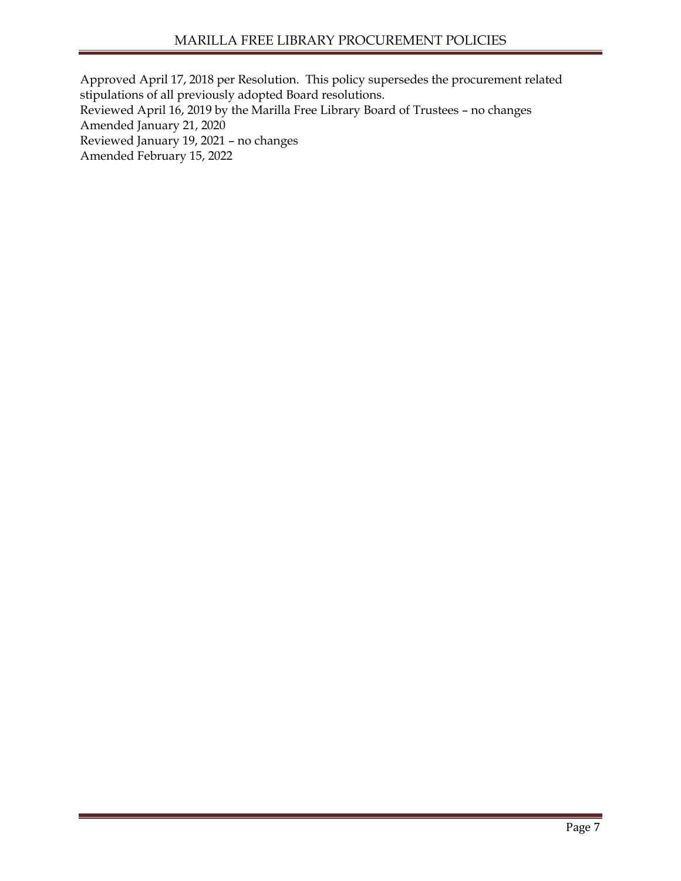Approved April 17, 2018 per Resolution. This policy supersedes the procurement related stipulations of all previously adopted Board resolutions.
Reviewed April 16, 2019 by the Marilla Free Library Board of Trustees – no changes
Amended January 21, 2020
Reviewed January 19, 2021 – no changes
Amended February 15, 2022